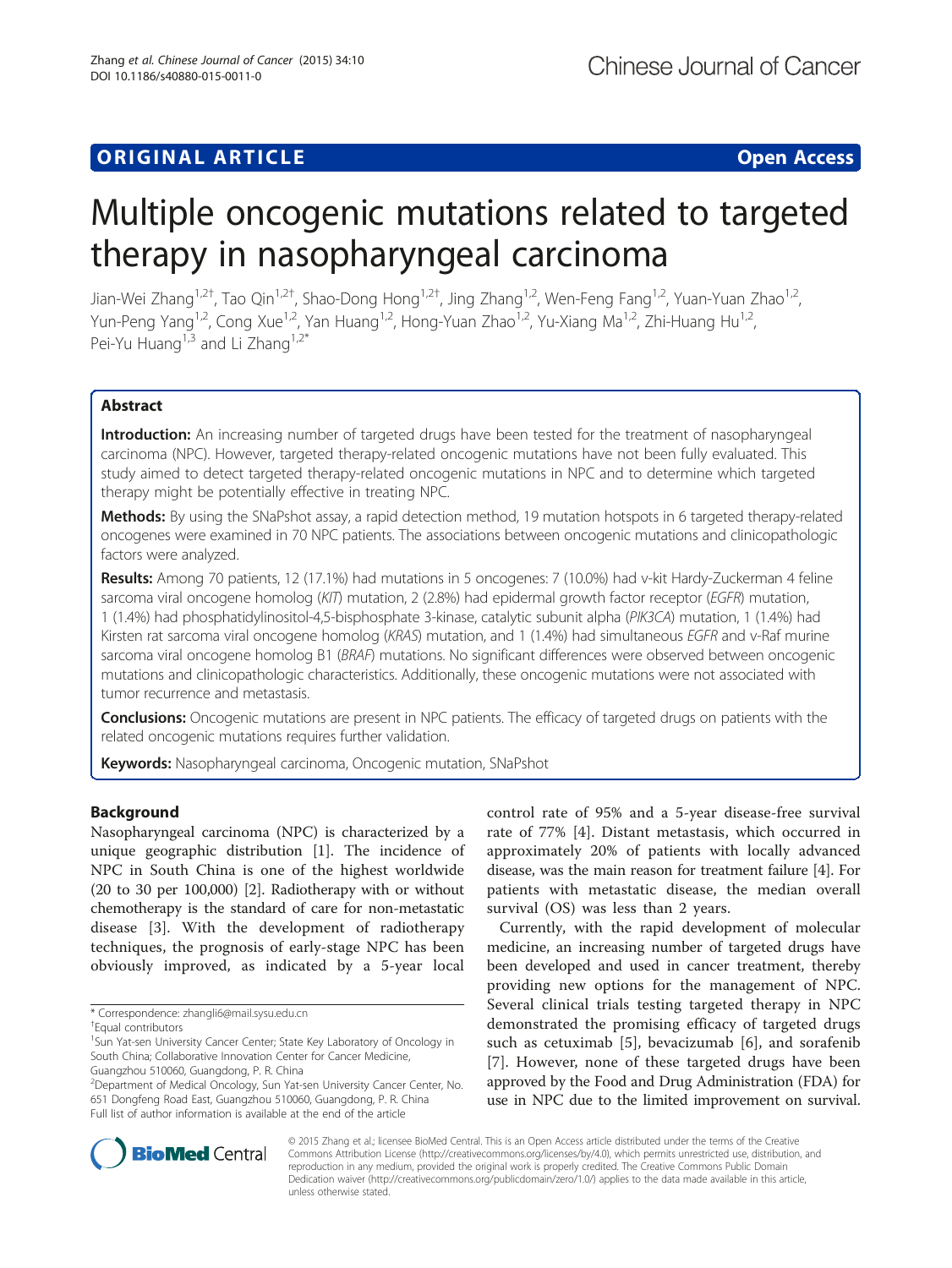# ORIGINAL ARTICLE

**Open Access**

# Multiple oncogenic mutations related to targeted therapy in nasopharyngeal carcinoma

Jian-Wei Zhang[1,2†], Tao Qin[1,2†], Shao-Dong Hong[1,2†], Jing Zhang[1,2], Wen-Feng Fang[1,2], Yuan-Yuan Zhao[1,2], Yun-Peng Yang[1,2], Cong Xue[1,2], Yan Huang[1,2], Hong-Yuan Zhao[1,2], Yu-Xiang Ma[1,2], Zhi-Huang Hu[1,2], Pei-Yu Huang[1,3] and Li Zhang[1,2*]

## Abstract

**Introduction:** An increasing number of targeted drugs have been tested for the treatment of nasopharyngeal carcinoma (NPC). However, targeted therapy-related oncogenic mutations have not been fully evaluated. This study aimed to detect targeted therapy-related oncogenic mutations in NPC and to determine which targeted therapy might be potentially effective in treating NPC.

**Methods:** By using the SNaPshot assay, a rapid detection method, 19 mutation hotspots in 6 targeted therapy-related oncogenes were examined in 70 NPC patients. The associations between oncogenic mutations and clinicopathologic factors were analyzed.

**Results:** Among 70 patients, 12 (17.1%) had mutations in 5 oncogenes: 7 (10.0%) had v-kit Hardy-Zuckerman 4 feline sarcoma viral oncogene homolog (*KIT*) mutation, 2 (2.8%) had epidermal growth factor receptor (*EGFR*) mutation, 1 (1.4%) had phosphatidylinositol-4,5-bisphosphate 3-kinase, catalytic subunit alpha (*PIK3CA*) mutation, 1 (1.4%) had Kirsten rat sarcoma viral oncogene homolog (*KRAS*) mutation, and 1 (1.4%) had simultaneous *EGFR* and v-Raf murine sarcoma viral oncogene homolog B1 (*BRAF*) mutations. No significant differences were observed between oncogenic mutations and clinicopathologic characteristics. Additionally, these oncogenic mutations were not associated with tumor recurrence and metastasis.

**Conclusions:** Oncogenic mutations are present in NPC patients. The efficacy of targeted drugs on patients with the related oncogenic mutations requires further validation.

**Keywords:** Nasopharyngeal carcinoma, Oncogenic mutation, SNaPshot

## Background

Nasopharyngeal carcinoma (NPC) is characterized by a unique geographic distribution [1]. The incidence of NPC in South China is one of the highest worldwide (20 to 30 per 100,000) [2]. Radiotherapy with or without chemotherapy is the standard of care for non-metastatic disease [3]. With the development of radiotherapy techniques, the prognosis of early-stage NPC has been obviously improved, as indicated by a 5-year local control rate of 95% and a 5-year disease-free survival rate of 77% [4]. Distant metastasis, which occurred in approximately 20% of patients with locally advanced disease, was the main reason for treatment failure [4]. For patients with metastatic disease, the median overall survival (OS) was less than 2 years.

Currently, with the rapid development of molecular medicine, an increasing number of targeted drugs have been developed and used in cancer treatment, thereby providing new options for the management of NPC. Several clinical trials testing targeted therapy in NPC demonstrated the promising efficacy of targeted drugs such as cetuximab [5], bevacizumab [6], and sorafenib [7]. However, none of these targeted drugs have been approved by the Food and Drug Administration (FDA) for use in NPC due to the limited improvement on survival.

\* Correspondence: zhangli6@mail.sysu.edu.cn
†Equal contributors
[1]Sun Yat-sen University Cancer Center; State Key Laboratory of Oncology in South China; Collaborative Innovation Center for Cancer Medicine, Guangzhou 510060, Guangdong, P. R. China
[2]Department of Medical Oncology, Sun Yat-sen University Cancer Center, No. 651 Dongfeng Road East, Guangzhou 510060, Guangdong, P. R. China
Full list of author information is available at the end of the article

© 2015 Zhang et al.; licensee BioMed Central. This is an Open Access article distributed under the terms of the Creative Commons Attribution License (http://creativecommons.org/licenses/by/4.0), which permits unrestricted use, distribution, and reproduction in any medium, provided the original work is properly credited. The Creative Commons Public Domain Dedication waiver (http://creativecommons.org/publicdomain/zero/1.0/) applies to the data made available in this article, unless otherwise stated.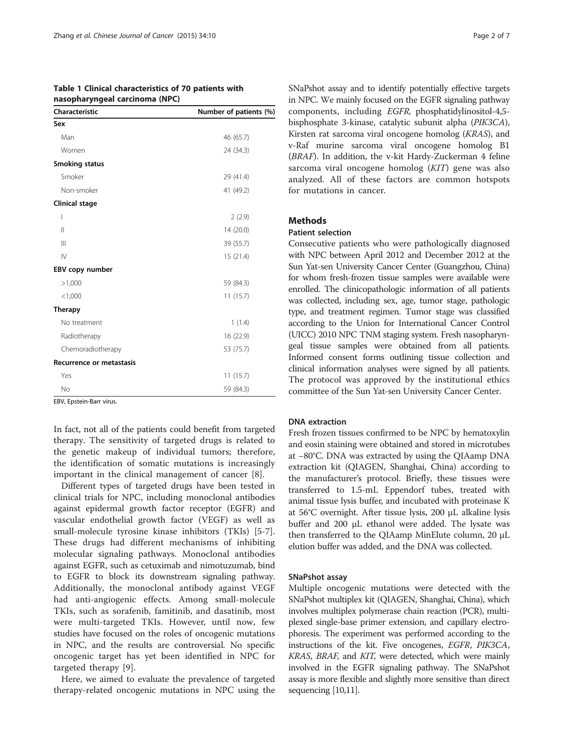**Table 1 Clinical characteristics of 70 patients with nasopharyngeal carcinoma (NPC)**

| Characteristic | Number of patients (%) |
|---|---|
| **Sex** | |
| Man | 46 (65.7) |
| Women | 24 (34.3) |
| **Smoking status** | |
| Smoker | 29 (41.4) |
| Non-smoker | 41 (49.2) |
| **Clinical stage** | |
| I | 2 (2.9) |
| II | 14 (20.0) |
| III | 39 (55.7) |
| IV | 15 (21.4) |
| **EBV copy number** | |
| >1,000 | 59 (84.3) |
| <1,000 | 11 (15.7) |
| **Therapy** | |
| No treatment | 1 (1.4) |
| Radiotherapy | 16 (22.9) |
| Chemoradiotherapy | 53 (75.7) |
| **Recurrence or metastasis** | |
| Yes | 11 (15.7) |
| No | 59 (84.3) |

EBV, Epstein-Barr virus.

In fact, not all of the patients could benefit from targeted therapy. The sensitivity of targeted drugs is related to the genetic makeup of individual tumors; therefore, the identification of somatic mutations is increasingly important in the clinical management of cancer [8].

Different types of targeted drugs have been tested in clinical trials for NPC, including monoclonal antibodies against epidermal growth factor receptor (EGFR) and vascular endothelial growth factor (VEGF) as well as small-molecule tyrosine kinase inhibitors (TKIs) [5-7]. These drugs had different mechanisms of inhibiting molecular signaling pathways. Monoclonal antibodies against EGFR, such as cetuximab and nimotuzumab, bind to EGFR to block its downstream signaling pathway. Additionally, the monoclonal antibody against VEGF had anti-angiogenic effects. Among small-molecule TKIs, such as sorafenib, famitinib, and dasatinib, most were multi-targeted TKIs. However, until now, few studies have focused on the roles of oncogenic mutations in NPC, and the results are controversial. No specific oncogenic target has yet been identified in NPC for targeted therapy [9].

Here, we aimed to evaluate the prevalence of targeted therapy-related oncogenic mutations in NPC using the SNaPshot assay and to identify potentially effective targets in NPC. We mainly focused on the EGFR signaling pathway components, including *EGFR*, phosphatidylinositol-4,5-bisphosphate 3-kinase, catalytic subunit alpha (*PIK3CA*), Kirsten rat sarcoma viral oncogene homolog (*KRAS*), and v-Raf murine sarcoma viral oncogene homolog B1 (*BRAF*). In addition, the v-kit Hardy-Zuckerman 4 feline sarcoma viral oncogene homolog (*KIT*) gene was also analyzed. All of these factors are common hotspots for mutations in cancer.

## Methods

### Patient selection

Consecutive patients who were pathologically diagnosed with NPC between April 2012 and December 2012 at the Sun Yat-sen University Cancer Center (Guangzhou, China) for whom fresh-frozen tissue samples were available were enrolled. The clinicopathologic information of all patients was collected, including sex, age, tumor stage, pathologic type, and treatment regimen. Tumor stage was classified according to the Union for International Cancer Control (UICC) 2010 NPC TNM staging system. Fresh nasopharyngeal tissue samples were obtained from all patients. Informed consent forms outlining tissue collection and clinical information analyses were signed by all patients. The protocol was approved by the institutional ethics committee of the Sun Yat-sen University Cancer Center.

### DNA extraction

Fresh frozen tissues confirmed to be NPC by hematoxylin and eosin staining were obtained and stored in microtubes at −80°C. DNA was extracted by using the QIAamp DNA extraction kit (QIAGEN, Shanghai, China) according to the manufacturer's protocol. Briefly, these tissues were transferred to 1.5-mL Eppendorf tubes, treated with animal tissue lysis buffer, and incubated with proteinase K at 56°C overnight. After tissue lysis, 200 μL alkaline lysis buffer and 200 μL ethanol were added. The lysate was then transferred to the QIAamp MinElute column, 20 μL elution buffer was added, and the DNA was collected.

### SNaPshot assay

Multiple oncogenic mutations were detected with the SNaPshot multiplex kit (QIAGEN, Shanghai, China), which involves multiplex polymerase chain reaction (PCR), multiplexed single-base primer extension, and capillary electrophoresis. The experiment was performed according to the instructions of the kit. Five oncogenes, *EGFR*, *PIK3CA*, *KRAS*, *BRAF*, and *KIT*, were detected, which were mainly involved in the EGFR signaling pathway. The SNaPshot assay is more flexible and slightly more sensitive than direct sequencing [10,11].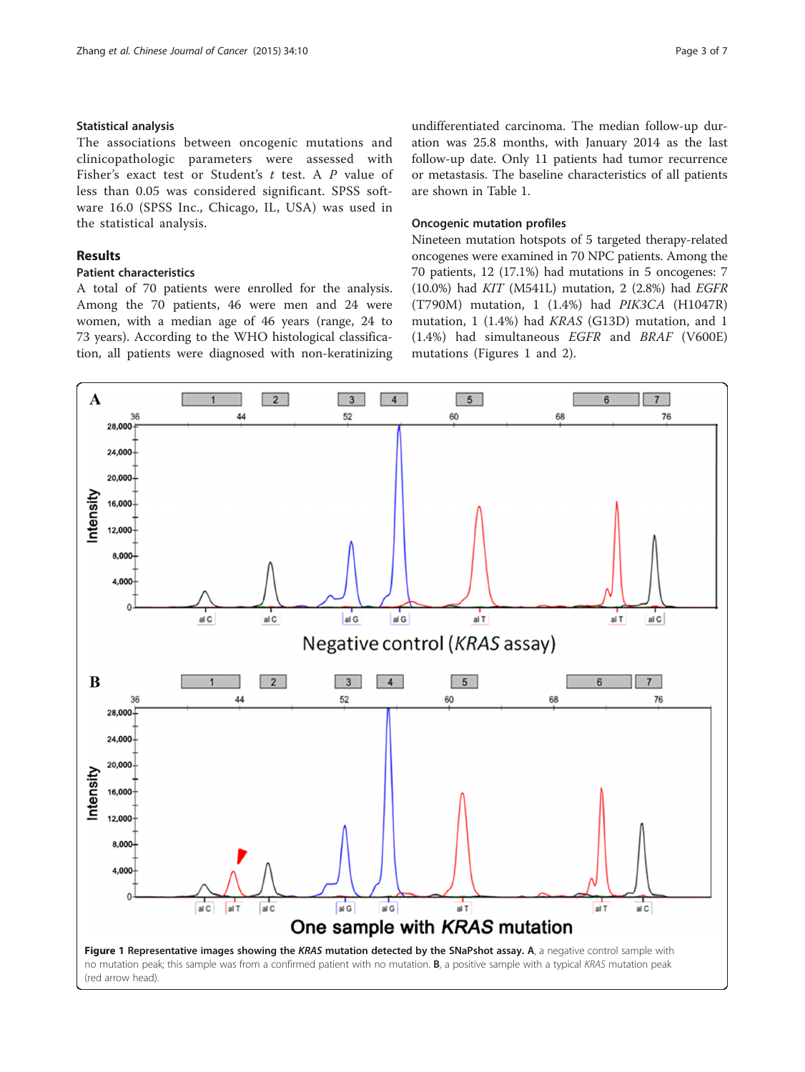### Statistical analysis

The associations between oncogenic mutations and clinicopathologic parameters were assessed with Fisher's exact test or Student's *t* test. A *P* value of less than 0.05 was considered significant. SPSS software 16.0 (SPSS Inc., Chicago, IL, USA) was used in the statistical analysis.

## Results

### Patient characteristics

A total of 70 patients were enrolled for the analysis. Among the 70 patients, 46 were men and 24 were women, with a median age of 46 years (range, 24 to 73 years). According to the WHO histological classification, all patients were diagnosed with non-keratinizing undifferentiated carcinoma. The median follow-up duration was 25.8 months, with January 2014 as the last follow-up date. Only 11 patients had tumor recurrence or metastasis. The baseline characteristics of all patients are shown in Table 1.

### Oncogenic mutation profiles

Nineteen mutation hotspots of 5 targeted therapy-related oncogenes were examined in 70 NPC patients. Among the 70 patients, 12 (17.1%) had mutations in 5 oncogenes: 7 (10.0%) had *KIT* (M541L) mutation, 2 (2.8%) had *EGFR* (T790M) mutation, 1 (1.4%) had *PIK3CA* (H1047R) mutation, 1 (1.4%) had *KRAS* (G13D) mutation, and 1 (1.4%) had simultaneous *EGFR* and *BRAF* (V600E) mutations (Figures 1 and 2).

**Figure 1 Representative images showing the *KRAS* mutation detected by the SNaPshot assay. A**, a negative control sample with no mutation peak; this sample was from a confirmed patient with no mutation. **B**, a positive sample with a typical *KRAS* mutation peak (red arrow head).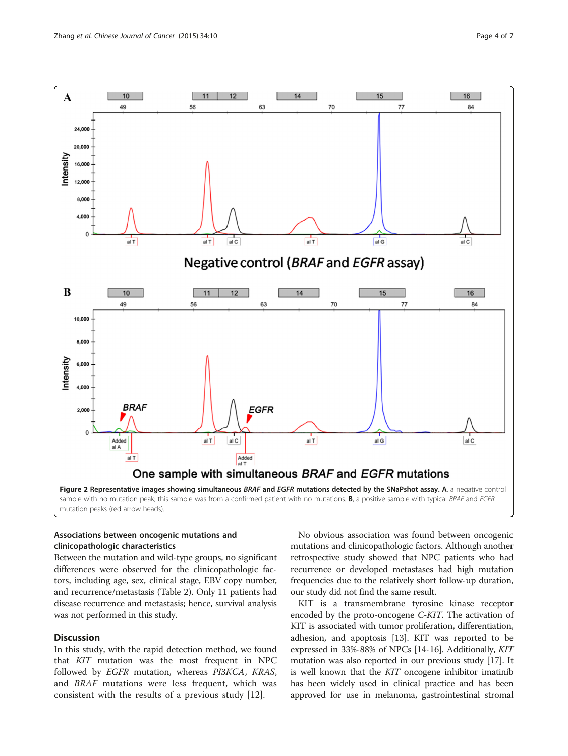**Figure 2** Representative images showing simultaneous *BRAF* and *EGFR* mutations detected by the SNaPshot assay. **A**, a negative control sample with no mutation peak; this sample was from a confirmed patient with no mutations. **B**, a positive sample with typical *BRAF* and *EGFR* mutation peaks (red arrow heads).

### Associations between oncogenic mutations and clinicopathologic characteristics

Between the mutation and wild-type groups, no significant differences were observed for the clinicopathologic factors, including age, sex, clinical stage, EBV copy number, and recurrence/metastasis (Table 2). Only 11 patients had disease recurrence and metastasis; hence, survival analysis was not performed in this study.

## Discussion

In this study, with the rapid detection method, we found that *KIT* mutation was the most frequent in NPC followed by *EGFR* mutation, whereas *PI3KCA*, *KRAS*, and *BRAF* mutations were less frequent, which was consistent with the results of a previous study [12].

No obvious association was found between oncogenic mutations and clinicopathologic factors. Although another retrospective study showed that NPC patients who had recurrence or developed metastases had high mutation frequencies due to the relatively short follow-up duration, our study did not find the same result.

KIT is a transmembrane tyrosine kinase receptor encoded by the proto-oncogene *C-KIT*. The activation of KIT is associated with tumor proliferation, differentiation, adhesion, and apoptosis [13]. KIT was reported to be expressed in 33%-88% of NPCs [14-16]. Additionally, *KIT* mutation was also reported in our previous study [17]. It is well known that the *KIT* oncogene inhibitor imatinib has been widely used in clinical practice and has been approved for use in melanoma, gastrointestinal stromal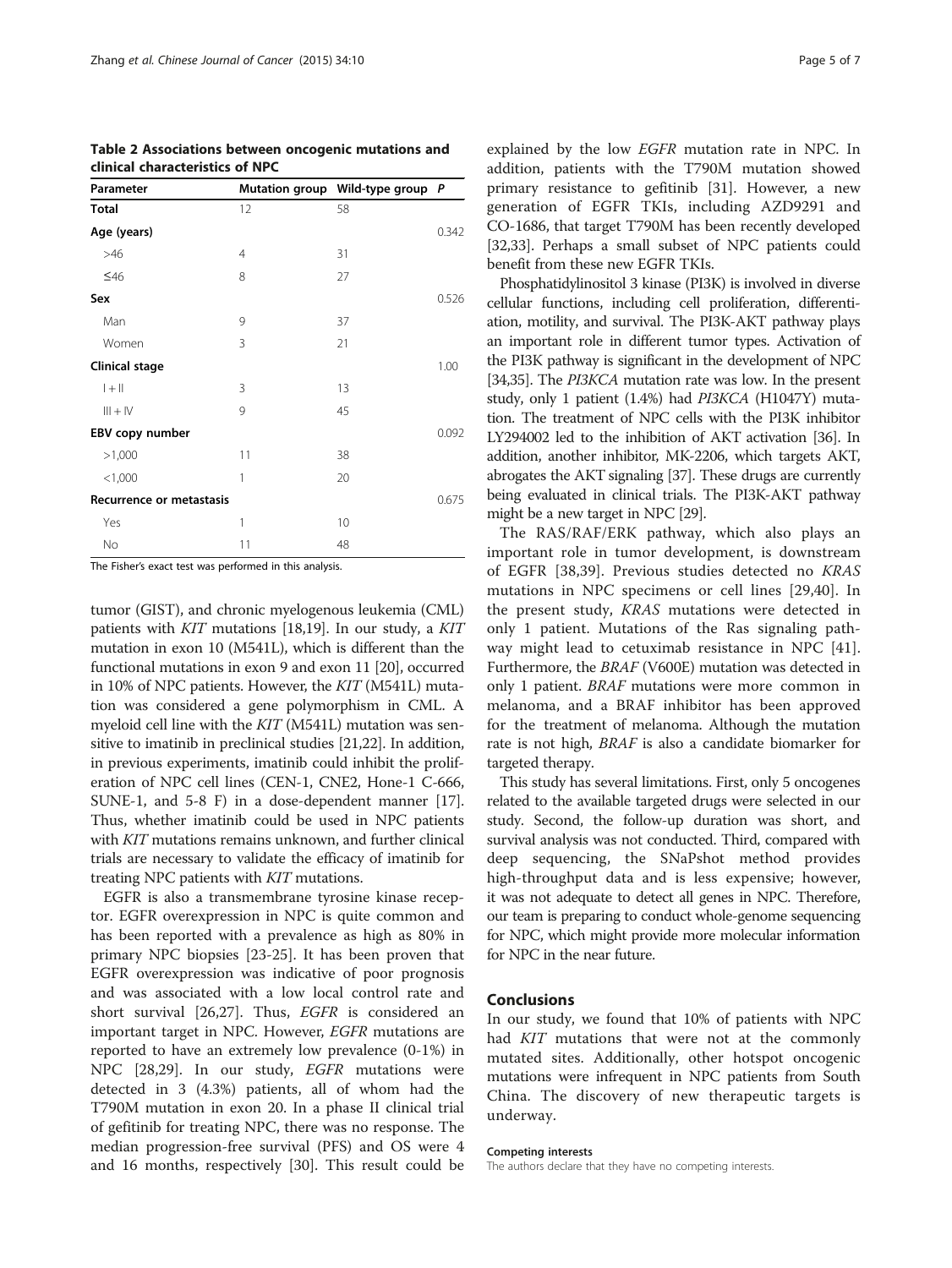**Table 2 Associations between oncogenic mutations and clinical characteristics of NPC**

| Parameter | Mutation group | Wild-type group | P |
|---|---|---|---|
| **Total** | 12 | 58 | |
| **Age (years)** | | | 0.342 |
| >46 | 4 | 31 | |
| ≤46 | 8 | 27 | |
| **Sex** | | | 0.526 |
| Man | 9 | 37 | |
| Women | 3 | 21 | |
| **Clinical stage** | | | 1.00 |
| I + II | 3 | 13 | |
| III + IV | 9 | 45 | |
| **EBV copy number** | | | 0.092 |
| >1,000 | 11 | 38 | |
| <1,000 | 1 | 20 | |
| **Recurrence or metastasis** | | | 0.675 |
| Yes | 1 | 10 | |
| No | 11 | 48 | |

The Fisher's exact test was performed in this analysis.

tumor (GIST), and chronic myelogenous leukemia (CML) patients with *KIT* mutations [18,19]. In our study, a *KIT* mutation in exon 10 (M541L), which is different than the functional mutations in exon 9 and exon 11 [20], occurred in 10% of NPC patients. However, the *KIT* (M541L) mutation was considered a gene polymorphism in CML. A myeloid cell line with the *KIT* (M541L) mutation was sensitive to imatinib in preclinical studies [21,22]. In addition, in previous experiments, imatinib could inhibit the proliferation of NPC cell lines (CEN-1, CNE2, Hone-1 C-666, SUNE-1, and 5-8 F) in a dose-dependent manner [17]. Thus, whether imatinib could be used in NPC patients with *KIT* mutations remains unknown, and further clinical trials are necessary to validate the efficacy of imatinib for treating NPC patients with *KIT* mutations.

EGFR is also a transmembrane tyrosine kinase receptor. EGFR overexpression in NPC is quite common and has been reported with a prevalence as high as 80% in primary NPC biopsies [23-25]. It has been proven that EGFR overexpression was indicative of poor prognosis and was associated with a low local control rate and short survival [26,27]. Thus, *EGFR* is considered an important target in NPC. However, *EGFR* mutations are reported to have an extremely low prevalence (0-1%) in NPC [28,29]. In our study, *EGFR* mutations were detected in 3 (4.3%) patients, all of whom had the T790M mutation in exon 20. In a phase II clinical trial of gefitinib for treating NPC, there was no response. The median progression-free survival (PFS) and OS were 4 and 16 months, respectively [30]. This result could be explained by the low *EGFR* mutation rate in NPC. In addition, patients with the T790M mutation showed primary resistance to gefitinib [31]. However, a new generation of EGFR TKIs, including AZD9291 and CO-1686, that target T790M has been recently developed [32,33]. Perhaps a small subset of NPC patients could benefit from these new EGFR TKIs.

Phosphatidylinositol 3 kinase (PI3K) is involved in diverse cellular functions, including cell proliferation, differentiation, motility, and survival. The PI3K-AKT pathway plays an important role in different tumor types. Activation of the PI3K pathway is significant in the development of NPC [34,35]. The *PI3KCA* mutation rate was low. In the present study, only 1 patient (1.4%) had *PI3KCA* (H1047Y) mutation. The treatment of NPC cells with the PI3K inhibitor LY294002 led to the inhibition of AKT activation [36]. In addition, another inhibitor, MK-2206, which targets AKT, abrogates the AKT signaling [37]. These drugs are currently being evaluated in clinical trials. The PI3K-AKT pathway might be a new target in NPC [29].

The RAS/RAF/ERK pathway, which also plays an important role in tumor development, is downstream of EGFR [38,39]. Previous studies detected no *KRAS* mutations in NPC specimens or cell lines [29,40]. In the present study, *KRAS* mutations were detected in only 1 patient. Mutations of the Ras signaling pathway might lead to cetuximab resistance in NPC [41]. Furthermore, the *BRAF* (V600E) mutation was detected in only 1 patient. *BRAF* mutations were more common in melanoma, and a BRAF inhibitor has been approved for the treatment of melanoma. Although the mutation rate is not high, *BRAF* is also a candidate biomarker for targeted therapy.

This study has several limitations. First, only 5 oncogenes related to the available targeted drugs were selected in our study. Second, the follow-up duration was short, and survival analysis was not conducted. Third, compared with deep sequencing, the SNaPshot method provides high-throughput data and is less expensive; however, it was not adequate to detect all genes in NPC. Therefore, our team is preparing to conduct whole-genome sequencing for NPC, which might provide more molecular information for NPC in the near future.

## Conclusions

In our study, we found that 10% of patients with NPC had *KIT* mutations that were not at the commonly mutated sites. Additionally, other hotspot oncogenic mutations were infrequent in NPC patients from South China. The discovery of new therapeutic targets is underway.

#### Competing interests

The authors declare that they have no competing interests.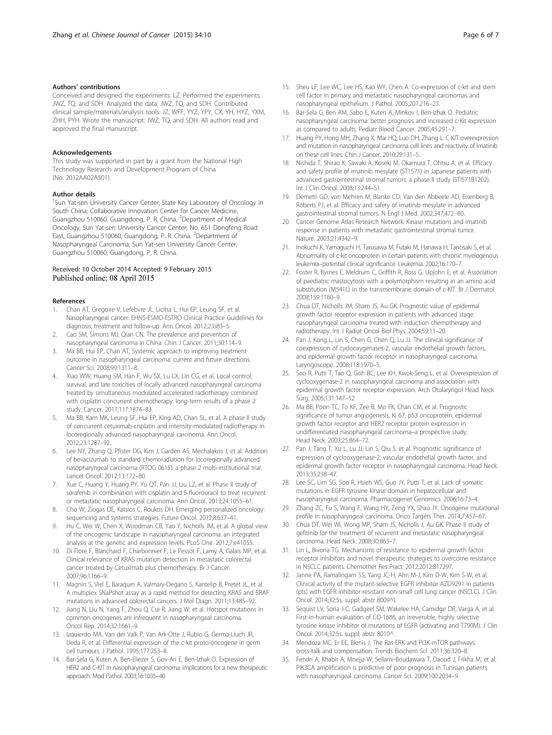#### Authors' contributions

Conceived and designed the experiments: LZ. Performed the experiments: JWZ, TQ, and SDH. Analyzed the data: JWZ, TQ, and SDH. Contributed clinical sample/materials/analysis tools: JZ, WFF, YYZ, YPY, CX, YH, HYZ, YXM, ZHH, PYH. Wrote the manuscript: JWZ, TQ, and SDH. All authors read and approved the final manuscript.

#### Acknowledgements

This study was supported in part by a grant from the National High Technology Research and Development Program of China (No. 2012AA02A501).

#### Author details

[1]Sun Yat-sen University Cancer Center; State Key Laboratory of Oncology in South China; Collaborative Innovation Center for Cancer Medicine, Guangzhou 510060, Guangdong, P. R. China. [2]Department of Medical Oncology, Sun Yat-sen University Cancer Center, No. 651 Dongfeng Road East, Guangzhou 510060, Guangdong, P. R. China. [3]Department of Nasopharyngeal Carcinoma, Sun Yat-sen University Cancer Center, Guangzhou 510060, Guangdong, P. R. China.

Received: 10 October 2014 Accepted: 9 February 2015
Published online: 08 April 2015

#### References

1. Chan AT, Gregoire V, Lefebvre JL, Licitra L, Hui EP, Leung SF, et al. Nasopharyngeal cancer: EHNS-ESMO-ESTRO Clinical Practice Guidelines for diagnosis, treatment and follow-up. Ann Oncol. 2012;23:i83–5.
2. Cao SM, Simons MJ, Qian CN. The prevalence and prevention of nasopharyngeal carcinoma in China. Chin J Cancer. 2011;30:114–9.
3. Ma BB, Hui EP, Chan AT. Systemic approach to improving treatment outcome in nasopharyngeal carcinoma: current and future directions. Cancer Sci. 2008;99:1311–8.
4. Xiao WW, Huang SM, Han F, Wu SX, Lu LX, Lin CG, et al. Local control, survival, and late toxicities of locally advanced nasopharyngeal carcinoma treated by simultaneous modulated accelerated radiotherapy combined with cisplatin concurrent chemotherapy: long-term results of a phase 2 study. Cancer. 2011;117:1874–83.
5. Ma BB, Kam MK, Leung SF, Hui EP, King AD, Chan SL, et al. A phase II study of concurrent cetuximab-cisplatin and intensity-modulated radiotherapy in locoregionally advanced nasopharyngeal carcinoma. Ann Oncol. 2012;23:1287–92.
6. Lee NY, Zhang Q, Pfister DG, Kim J, Garden AS, Mechalakos J, et al. Addition of bevacizumab to standard chemoradiation for locoregionally advanced nasopharyngeal carcinoma (RTOG 0615): a phase 2 multi-institutional trial. Lancet Oncol. 2012;13:172–80.
7. Xue C, Huang Y, Huang PY, Yu QT, Pan JJ, Liu LZ, et al. Phase II study of sorafenib in combination with cisplatin and 5-fluorouracil to treat recurrent or metastatic nasopharyngeal carcinoma. Ann Oncol. 2013;24:1055–61.
8. Cho W, Ziogas DE, Katsios C, Roukos DH. Emerging personalized oncology: sequencing and systems strategies. Future Oncol. 2012;8:637–41.
9. Hu C, Wei W, Chen X, Woodman CB, Yao Y, Nicholls JM, et al. A global view of the oncogenic landscape in nasopharyngeal carcinoma: an integrated analysis at the genetic and expression levels. PLoS One. 2012;7:e41055.
10. Di Fiore F, Blanchard F, Charbonnier F, Le Pessot F, Lamy A, Galais MP, et al. Clinical relevance of KRAS mutation detection in metastatic colorectal cancer treated by Cetuximab plus chemotherapy. Br J Cancer. 2007;96:1166–9.
11. Magnin S, Viel E, Baraquin A, Valmary-Degano S, Kantelip B, Pretet JL, et al. A multiplex SNaPshot assay as a rapid method for detecting KRAS and BRAF mutations in advanced colorectal cancers. J Mol Diagn. 2011;13:485–92.
12. Jiang N, Liu N, Yang F, Zhou Q, Cui R, Jiang W, et al. Hotspot mutations in common oncogenes are infrequent in nasopharyngeal carcinoma. Oncol Rep. 2014;32:1661–9.
13. Izquierdo MA, Van der Valk P, Van Ark-Otte J, Rubio G, Germa-Lluch JR, Ueda R, et al. Differential expression of the c-kit proto-oncogene in germ cell tumours. J Pathol. 1995;177:253–8.
14. Bar-Sela G, Kuten A, Ben-Eliezer S, Gov-Ari E, Ben-Izhak O. Expression of HER2 and C-KIT in nasopharyngeal carcinoma: implications for a new therapeutic approach. Mod Pathol. 2003;16:1035–40.
15. Sheu LF, Lee WC, Lee HS, Kao WY, Chen A. Co-expression of c-kit and stem cell factor in primary and metastatic nasopharyngeal carcinomas and nasopharyngeal epithelium. J Pathol. 2005;207:216–23.
16. Bar-Sela G, Ben AM, Sabo E, Kuten A, Minkov I, Ben-Izhak O. Pediatric nasopharyngeal carcinoma: better prognosis and increased c-Kit expression as compared to adults. Pediatr Blood Cancer. 2005;45:291–7.
17. Huang PY, Hong MH, Zhang X, Mai HQ, Luo DH, Zhang L. C-KIT overexpression and mutation in nasopharyngeal carcinoma cell lines and reactivity of Imatinib on these cell lines. Chin J Cancer. 2010;29:131–5.
18. Nishida T, Shirao K, Sawaki A, Koseki M, Okamura T, Ohtsu A, et al. Efficacy and safety profile of imatinib mesylate (ST1571) in Japanese patients with advanced gastrointestinal stromal tumors: a phase II study (STI571B1202). Int J Clin Oncol. 2008;13:244–51.
19. Demetri GD, von Mehren M, Blanke CD, Van den Abbeele AD, Eisenberg B, Roberts PJ, et al. Efficacy and safety of imatinib mesylate in advanced gastrointestinal stromal tumors. N Engl J Med. 2002;347:472–80.
20. Cancer Genome Atlas Research Network. Kinase mutations and imatinib response in patients with metastatic gastrointestinal stromal tumor. Nature. 2003;21:4342–9.
21. Inokuchi K, Yamaguchi H, Tarusawa M, Futaki M, Hanawa H, Tanosaki S, et al. Abnormality of c-kit oncoprotein in certain patients with chronic myelogenous leukemia–potential clinical significance. Leukemia. 2002;16:170–7.
22. Foster R, Byrnes E, Meldrum C, Griffith R, Ross G, Upjohn E, et al. Association of paediatric mastocytosis with a polymorphism resulting in an amino acid substitution (M541L) in the transmembrane domain of c-KIT. Br J Dermatol. 2008;159:1160–9.
23. Chua DT, Nicholls JM, Sham JS, Au GK. Prognostic value of epidermal growth factor receptor expression in patients with advanced stage nasopharyngeal carcinoma treated with induction chemotherapy and radiotherapy. Int J Radiat Oncol Biol Phys. 2004;59:11–20.
24. Pan J, Kong L, Lin S, Chen G, Chen Q, Lu JJ. The clinical significance of coexpression of cyclooxygenases-2, vascular endothelial growth factors, and epidermal growth factor receptor in nasopharyngeal carcinoma. Laryngoscope. 2008;118:1970–5.
25. Soo R, Putti T, Tao Q, Goh BC, Lee KH, Kwok-Seng L, et al. Overexpression of cyclooxygenase-2 in nasopharyngeal carcinoma and association with epidermal growth factor receptor expression. Arch Otolaryngol Head Neck Surg. 2005;131:147–52.
26. Ma BB, Poon TC, To KF, Zee B, Mo FK, Chan CM, et al. Prognostic significance of tumor angiogenesis, Ki 67, p53 oncoprotein, epidermal growth factor receptor and HER2 receptor protein expression in undifferentiated nasopharyngeal carcinoma–a prospective study. Head Neck. 2003;25:864–72.
27. Pan J, Tang T, Xu L, Lu JJ, Lin S, Qiu S, et al. Prognostic significance of expression of cyclooxygenase-2, vascular endothelial growth factor, and epidermal growth factor receptor in nasopharyngeal carcinoma. Head Neck. 2013;35:238–47.
28. Lee SC, Lim SG, Soo R, Hsieh WS, Guo JY, Putti T, et al. Lack of somatic mutations in EGFR tyrosine kinase domain in hepatocellular and nasopharyngeal carcinoma. Pharmacogenet Genomics. 2006;16:73–4.
29. Zhang ZC, Fu S, Wang F, Wang HY, Zeng YX, Shao JY. Oncogene mutational profile in nasopharyngeal carcinoma. Onco Targets Ther. 2014;7:457–67.
30. Chua DT, Wei WI, Wong MP, Sham JS, Nicholls J, Au GK. Phase II study of gefitinib for the treatment of recurrent and metastatic nasopharyngeal carcinoma. Head Neck. 2008;30:863–7.
31. Lin L, Bivona TG. Mechanisms of resistance to epidermal growth factor receptor inhibitors and novel therapeutic strategies to overcome resistance in NSCLC patients. Chemother Res Pract. 2012;2012:817297.
32. Janne PA, Ramalingam SS, Yang JC-H, Ahn M-J, Kim D-W, Kim S-W, et al. Clinical activity of the mutant-selective EGFR inhibitor AZD9291 in patients (pts) with EGFR inhibitor-resistant non-small cell lung cancer (NSCLC). J Clin Oncol. 2014;32:5s. suppl; abstr 8009^).
33. Sequist LV, Soria J-C, Gadgeel SM, Wakelee HA, Camidge DR, Varga A, et al. First-in-human evaluation of CO-1686, an irreversible, highly selective tyrosine kinase inhibitor of mutations of EGFR (activating and T790M). J Clin Oncol. 2014;32:5s. suppl; abstr 8010^.
34. Mendoza MC, Er EE, Blenis J. The Ras-ERK and PI3K-mTOR pathways: cross-talk and compensation. Trends Biochem Sci. 2011;36:320–8.
35. Fendri A, Khabir A, Mnejja W, Sellami-Boudawara T, Daoud J, Frikha M, et al. PIK3CA amplification is predictive of poor prognosis in Tunisian patients with nasopharyngeal carcinoma. Cancer Sci. 2009;100:2034–9.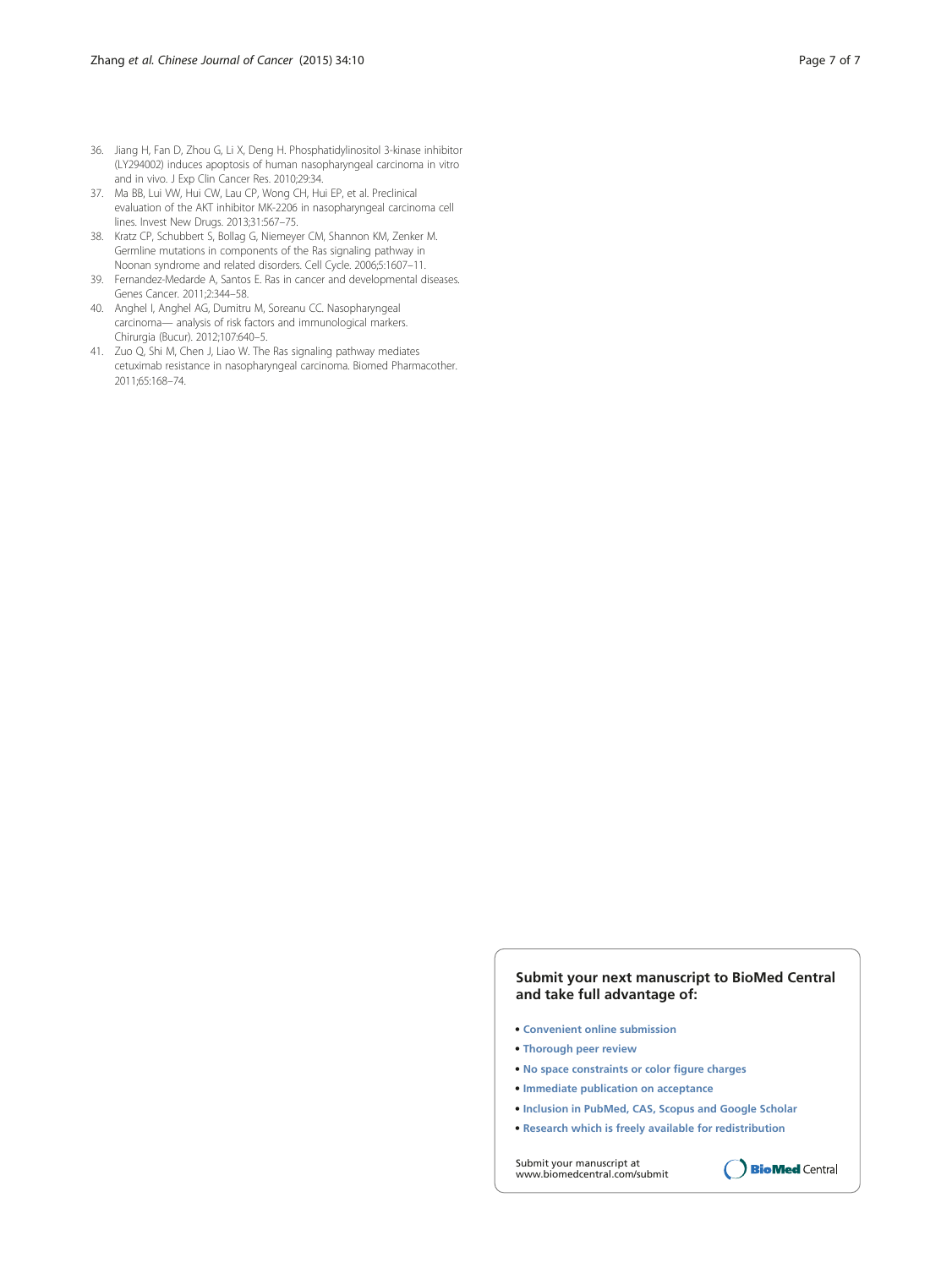36. Jiang H, Fan D, Zhou G, Li X, Deng H. Phosphatidylinositol 3-kinase inhibitor (LY294002) induces apoptosis of human nasopharyngeal carcinoma in vitro and in vivo. J Exp Clin Cancer Res. 2010;29:34.
37. Ma BB, Lui VW, Hui CW, Lau CP, Wong CH, Hui EP, et al. Preclinical evaluation of the AKT inhibitor MK-2206 in nasopharyngeal carcinoma cell lines. Invest New Drugs. 2013;31:567–75.
38. Kratz CP, Schubbert S, Bollag G, Niemeyer CM, Shannon KM, Zenker M. Germline mutations in components of the Ras signaling pathway in Noonan syndrome and related disorders. Cell Cycle. 2006;5:1607–11.
39. Fernandez-Medarde A, Santos E. Ras in cancer and developmental diseases. Genes Cancer. 2011;2:344–58.
40. Anghel I, Anghel AG, Dumitru M, Soreanu CC. Nasopharyngeal carcinoma— analysis of risk factors and immunological markers. Chirurgia (Bucur). 2012;107:640–5.
41. Zuo Q, Shi M, Chen J, Liao W. The Ras signaling pathway mediates cetuximab resistance in nasopharyngeal carcinoma. Biomed Pharmacother. 2011;65:168–74.

**Submit your next manuscript to BioMed Central and take full advantage of:**

- **Convenient online submission**
- **Thorough peer review**
- **No space constraints or color figure charges**
- **Immediate publication on acceptance**
- **Inclusion in PubMed, CAS, Scopus and Google Scholar**
- **Research which is freely available for redistribution**

Submit your manuscript at www.biomedcentral.com/submit

BioMed Central